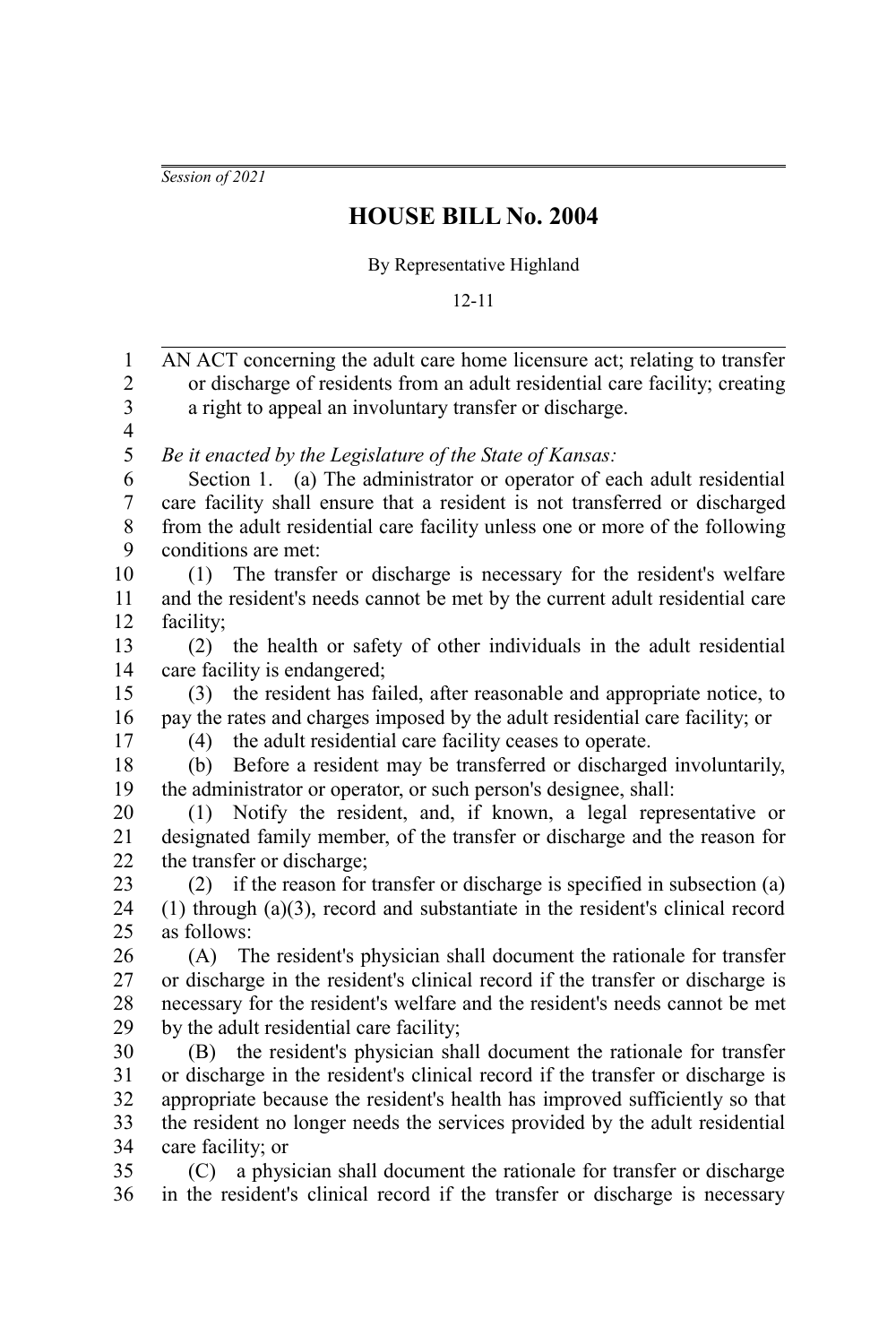*Session of 2021*

# HOUSE BILL No. 2004

By Representative Highland

12-11

AN ACT concerning the adult care home licensure act; relating to transfer or discharge of residents from an adult residential care facility; creating a right to appeal an involuntary transfer or discharge.

*Be it enacted by the Legislature of the State of Kansas:*

Section 1. (a) The administrator or operator of each adult residential care facility shall ensure that a resident is not transferred or discharged from the adult residential care facility unless one or more of the following conditions are met:

(1) The transfer or discharge is necessary for the resident's welfare and the resident's needs cannot be met by the current adult residential care facility;

(2) the health or safety of other individuals in the adult residential care facility is endangered;

(3) the resident has failed, after reasonable and appropriate notice, to pay the rates and charges imposed by the adult residential care facility; or

(4) the adult residential care facility ceases to operate.

(b) Before a resident may be transferred or discharged involuntarily, the administrator or operator, or such person's designee, shall:

(1) Notify the resident, and, if known, a legal representative or designated family member, of the transfer or discharge and the reason for the transfer or discharge;

(2) if the reason for transfer or discharge is specified in subsection (a)(1) through (a)(3), record and substantiate in the resident's clinical record as follows:

(A) The resident's physician shall document the rationale for transfer or discharge in the resident's clinical record if the transfer or discharge is necessary for the resident's welfare and the resident's needs cannot be met by the adult residential care facility;

(B) the resident's physician shall document the rationale for transfer or discharge in the resident's clinical record if the transfer or discharge is appropriate because the resident's health has improved sufficiently so that the resident no longer needs the services provided by the adult residential care facility; or

(C) a physician shall document the rationale for transfer or discharge in the resident's clinical record if the transfer or discharge is necessary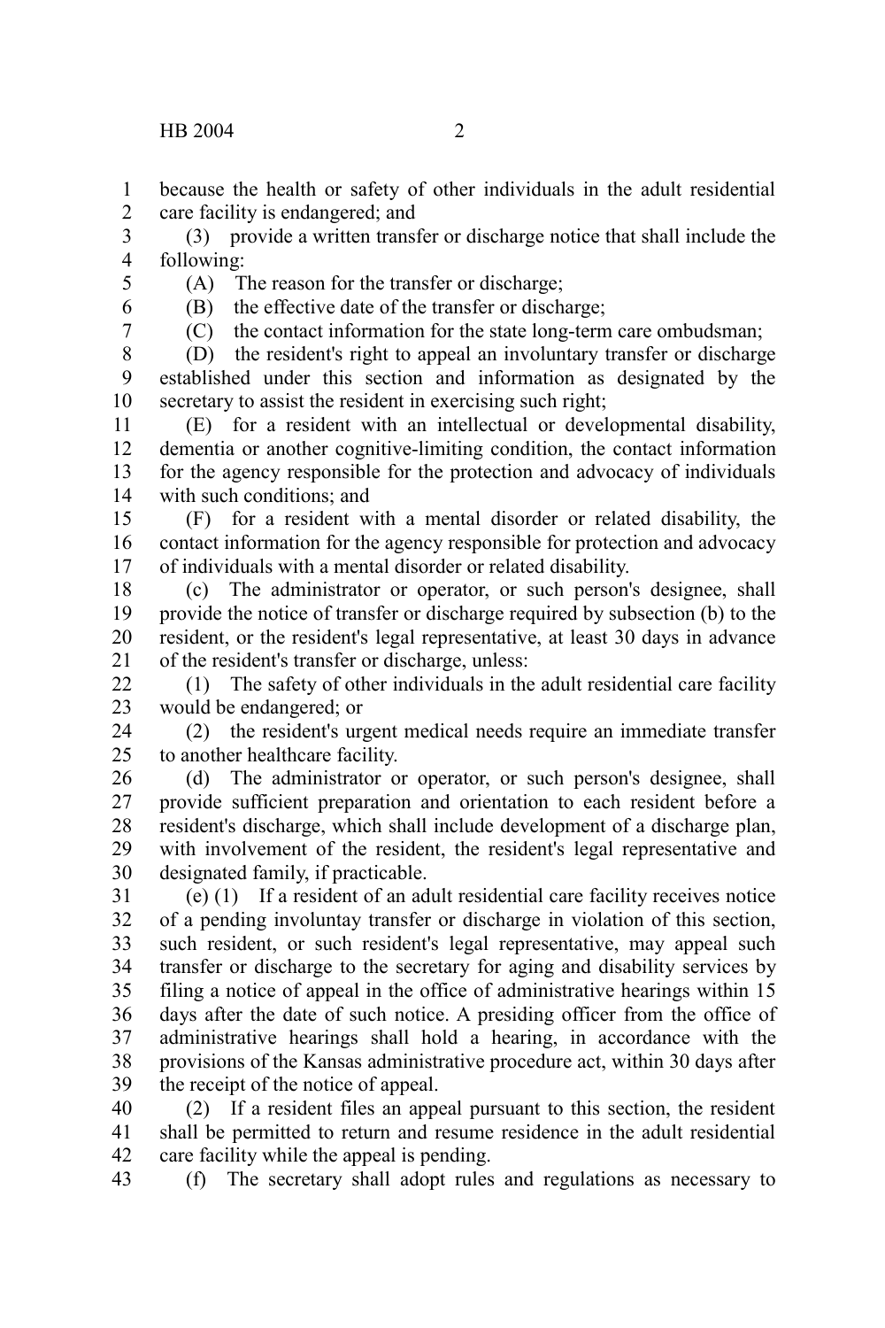because the health or safety of other individuals in the adult residential care facility is endangered; and

(3) provide a written transfer or discharge notice that shall include the following:

(A) The reason for the transfer or discharge;

(B) the effective date of the transfer or discharge;

(C) the contact information for the state long-term care ombudsman;

(D) the resident's right to appeal an involuntary transfer or discharge established under this section and information as designated by the secretary to assist the resident in exercising such right;

(E) for a resident with an intellectual or developmental disability, dementia or another cognitive-limiting condition, the contact information for the agency responsible for the protection and advocacy of individuals with such conditions; and

(F) for a resident with a mental disorder or related disability, the contact information for the agency responsible for protection and advocacy of individuals with a mental disorder or related disability.

(c) The administrator or operator, or such person's designee, shall provide the notice of transfer or discharge required by subsection (b) to the resident, or the resident's legal representative, at least 30 days in advance of the resident's transfer or discharge, unless:

(1) The safety of other individuals in the adult residential care facility would be endangered; or

(2) the resident's urgent medical needs require an immediate transfer to another healthcare facility.

(d) The administrator or operator, or such person's designee, shall provide sufficient preparation and orientation to each resident before a resident's discharge, which shall include development of a discharge plan, with involvement of the resident, the resident's legal representative and designated family, if practicable.

(e) (1) If a resident of an adult residential care facility receives notice of a pending involuntay transfer or discharge in violation of this section, such resident, or such resident's legal representative, may appeal such transfer or discharge to the secretary for aging and disability services by filing a notice of appeal in the office of administrative hearings within 15 days after the date of such notice. A presiding officer from the office of administrative hearings shall hold a hearing, in accordance with the provisions of the Kansas administrative procedure act, within 30 days after the receipt of the notice of appeal.

(2) If a resident files an appeal pursuant to this section, the resident shall be permitted to return and resume residence in the adult residential care facility while the appeal is pending.

(f) The secretary shall adopt rules and regulations as necessary to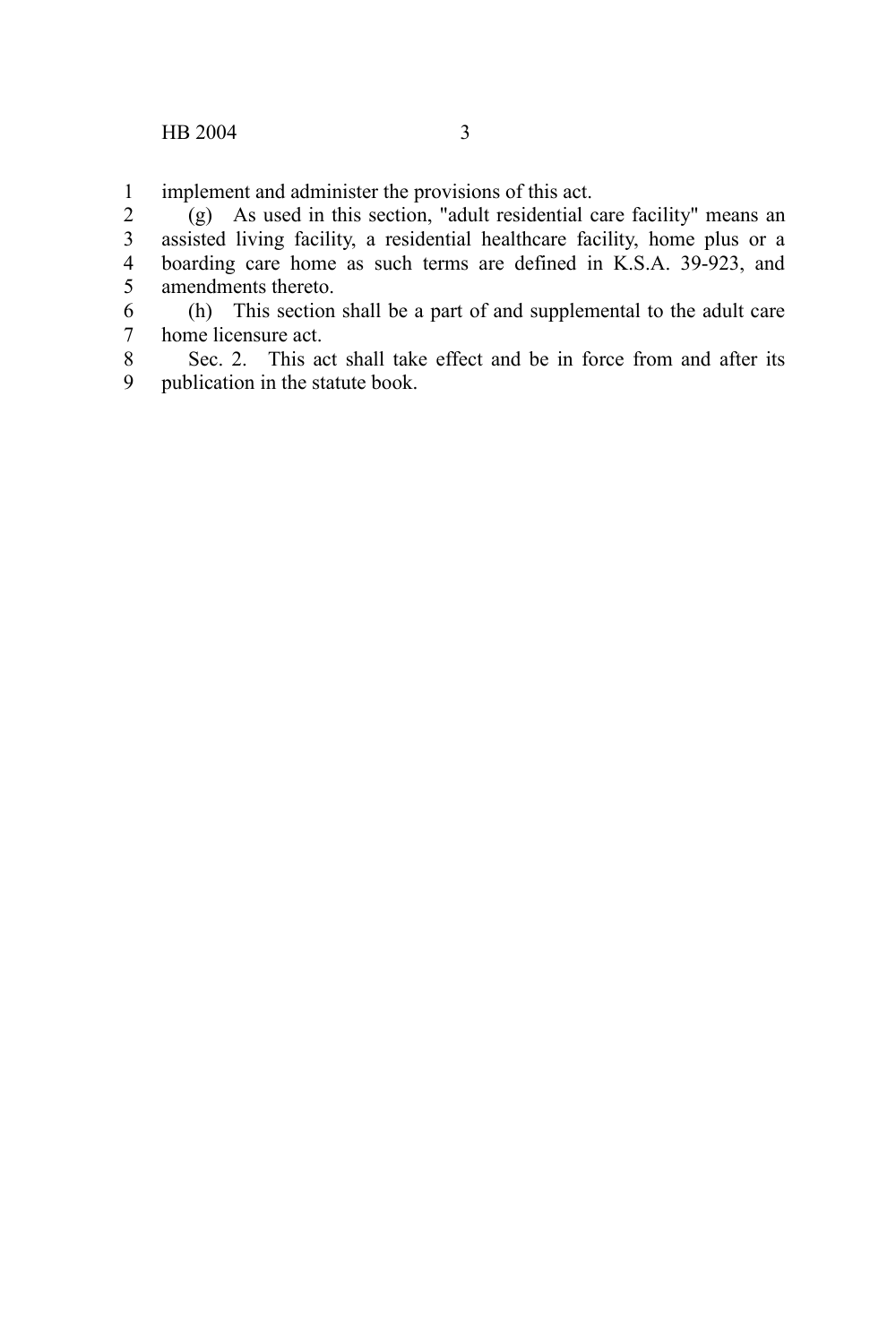implement and administer the provisions of this act.

(g) As used in this section, "adult residential care facility" means an assisted living facility, a residential healthcare facility, home plus or a boarding care home as such terms are defined in K.S.A. 39-923, and amendments thereto.

(h) This section shall be a part of and supplemental to the adult care home licensure act.

Sec. 2. This act shall take effect and be in force from and after its publication in the statute book.